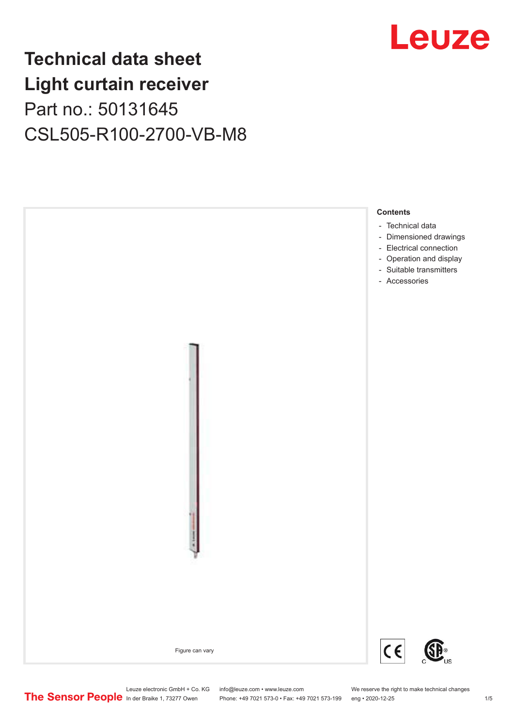# Technical data sheet
# Light curtain receiver

Part no.: 50131645

CSL505-R100-2700-VB-M8

Figure can vary

**Contents**

- Technical data
- Dimensioned drawings
- Electrical connection
- Operation and display
- Suitable transmitters
- Accessories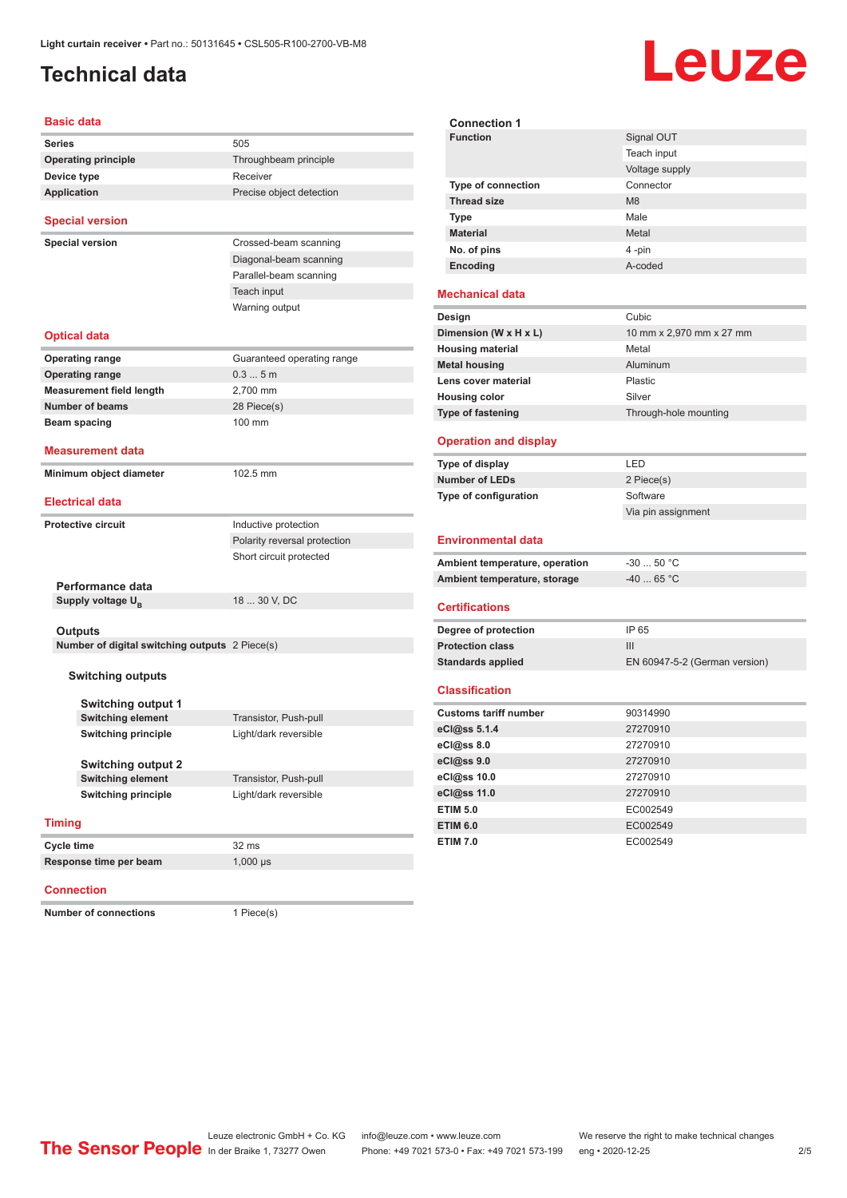# Technical data

## Basic data

| | |
|---|---|
| **Series** | 505 |
| **Operating principle** | Throughbeam principle |
| **Device type** | Receiver |
| **Application** | Precise object detection |

## Special version

| | |
|---|---|
| **Special version** | Crossed-beam scanning |
| | Diagonal-beam scanning |
| | Parallel-beam scanning |
| | Teach input |
| | Warning output |

## Optical data

| | |
|---|---|
| **Operating range** | Guaranteed operating range |
| **Operating range** | 0.3 ... 5 m |
| **Measurement field length** | 2,700 mm |
| **Number of beams** | 28 Piece(s) |
| **Beam spacing** | 100 mm |

## Measurement data

| | |
|---|---|
| **Minimum object diameter** | 102.5 mm |

## Electrical data

| | |
|---|---|
| **Protective circuit** | Inductive protection |
| | Polarity reversal protection |
| | Short circuit protected |

### Performance data

| | |
|---|---|
| **Supply voltage $U_B$** | 18 ... 30 V, DC |

### Outputs

| | |
|---|---|
| **Number of digital switching outputs** | 2 Piece(s) |

#### Switching outputs

##### Switching output 1

| | |
|---|---|
| **Switching element** | Transistor, Push-pull |
| **Switching principle** | Light/dark reversible |

##### Switching output 2

| | |
|---|---|
| **Switching element** | Transistor, Push-pull |
| **Switching principle** | Light/dark reversible |

## Timing

| | |
|---|---|
| **Cycle time** | 32 ms |
| **Response time per beam** | 1,000 µs |

## Connection

| | |
|---|---|
| **Number of connections** | 1 Piece(s) |

### Connection 1

| | |
|---|---|
| **Function** | Signal OUT |
| | Teach input |
| | Voltage supply |
| **Type of connection** | Connector |
| **Thread size** | M8 |
| **Type** | Male |
| **Material** | Metal |
| **No. of pins** | 4 -pin |
| **Encoding** | A-coded |

## Mechanical data

| | |
|---|---|
| **Design** | Cubic |
| **Dimension (W x H x L)** | 10 mm x 2,970 mm x 27 mm |
| **Housing material** | Metal |
| **Metal housing** | Aluminum |
| **Lens cover material** | Plastic |
| **Housing color** | Silver |
| **Type of fastening** | Through-hole mounting |

## Operation and display

| | |
|---|---|
| **Type of display** | LED |
| **Number of LEDs** | 2 Piece(s) |
| **Type of configuration** | Software |
| | Via pin assignment |

## Environmental data

| | |
|---|---|
| **Ambient temperature, operation** | -30 ... 50 °C |
| **Ambient temperature, storage** | -40 ... 65 °C |

## Certifications

| | |
|---|---|
| **Degree of protection** | IP 65 |
| **Protection class** | III |
| **Standards applied** | EN 60947-5-2 (German version) |

## Classification

| | |
|---|---|
| **Customs tariff number** | 90314990 |
| **eCl@ss 5.1.4** | 27270910 |
| **eCl@ss 8.0** | 27270910 |
| **eCl@ss 9.0** | 27270910 |
| **eCl@ss 10.0** | 27270910 |
| **eCl@ss 11.0** | 27270910 |
| **ETIM 5.0** | EC002549 |
| **ETIM 6.0** | EC002549 |
| **ETIM 7.0** | EC002549 |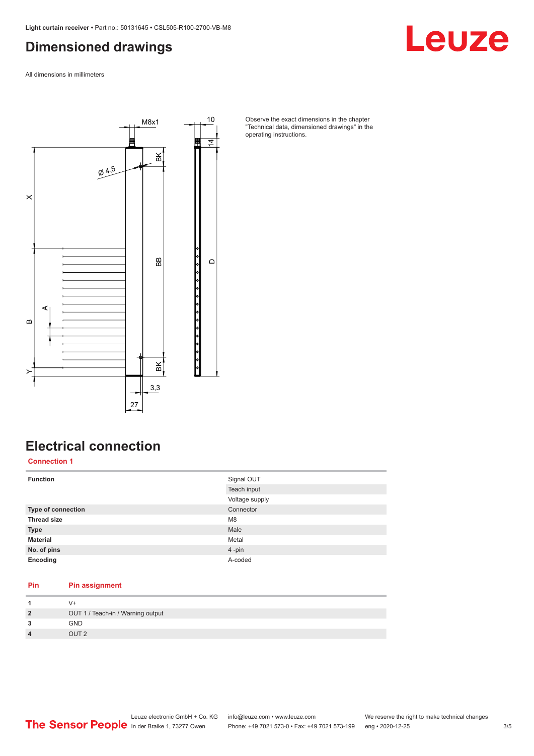# Dimensioned drawings

All dimensions in millimeters

Observe the exact dimensions in the chapter "Technical data, dimensioned drawings" in the operating instructions.

# Electrical connection

## Connection 1

| | |
|---|---|
| **Function** | Signal OUT |
| | Teach input |
| | Voltage supply |
| **Type of connection** | Connector |
| **Thread size** | M8 |
| **Type** | Male |
| **Material** | Metal |
| **No. of pins** | 4 -pin |
| **Encoding** | A-coded |

| Pin | Pin assignment |
|---|---|
| **1** | V+ |
| **2** | OUT 1 / Teach-in / Warning output |
| **3** | GND |
| **4** | OUT 2 |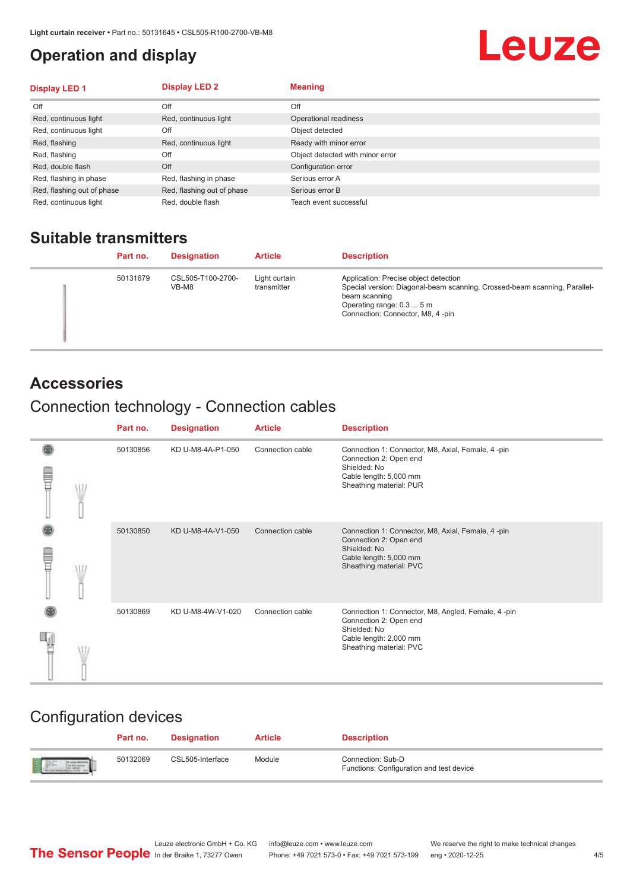## Operation and display

| Display LED 1 | Display LED 2 | Meaning |
|---|---|---|
| Off | Off | Off |
| Red, continuous light | Red, continuous light | Operational readiness |
| Red, continuous light | Off | Object detected |
| Red, flashing | Red, continuous light | Ready with minor error |
| Red, flashing | Off | Object detected with minor error |
| Red, double flash | Off | Configuration error |
| Red, flashing in phase | Red, flashing in phase | Serious error A |
| Red, flashing out of phase | Red, flashing out of phase | Serious error B |
| Red, continuous light | Red, double flash | Teach event successful |

## Suitable transmitters

| Part no. | Designation | Article | Description |
|---|---|---|---|
| 50131679 | CSL505-T100-2700-VB-M8 | Light curtain transmitter | Application: Precise object detection<br>Special version: Diagonal-beam scanning, Crossed-beam scanning, Parallel-beam scanning<br>Operating range: 0.3 ... 5 m<br>Connection: Connector, M8, 4 -pin |

## Accessories

### Connection technology - Connection cables

| Part no. | Designation | Article | Description |
|---|---|---|---|
| 50130856 | KD U-M8-4A-P1-050 | Connection cable | Connection 1: Connector, M8, Axial, Female, 4 -pin<br>Connection 2: Open end<br>Shielded: No<br>Cable length: 5,000 mm<br>Sheathing material: PUR |
| 50130850 | KD U-M8-4A-V1-050 | Connection cable | Connection 1: Connector, M8, Axial, Female, 4 -pin<br>Connection 2: Open end<br>Shielded: No<br>Cable length: 5,000 mm<br>Sheathing material: PVC |
| 50130869 | KD U-M8-4W-V1-020 | Connection cable | Connection 1: Connector, M8, Angled, Female, 4 -pin<br>Connection 2: Open end<br>Shielded: No<br>Cable length: 2,000 mm<br>Sheathing material: PVC |

### Configuration devices

| Part no. | Designation | Article | Description |
|---|---|---|---|
| 50132069 | CSL505-Interface | Module | Connection: Sub-D<br>Functions: Configuration and test device |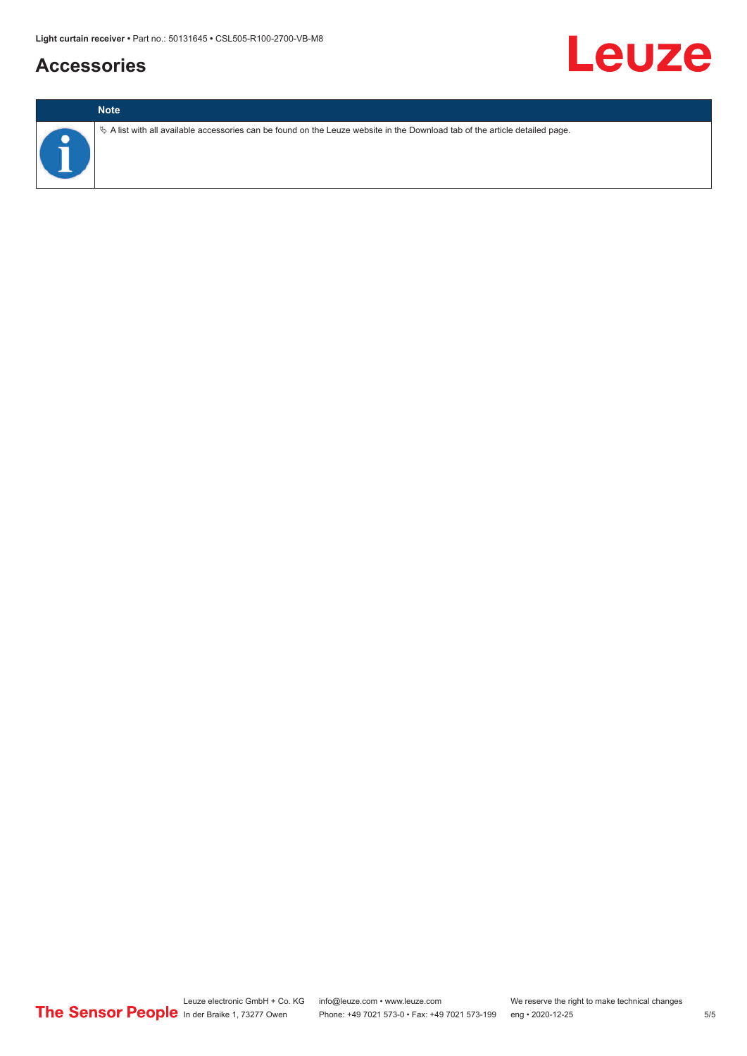## Accessories

| | Note |
|---|---|
| | ↳ A list with all available accessories can be found on the Leuze website in the Download tab of the article detailed page. |